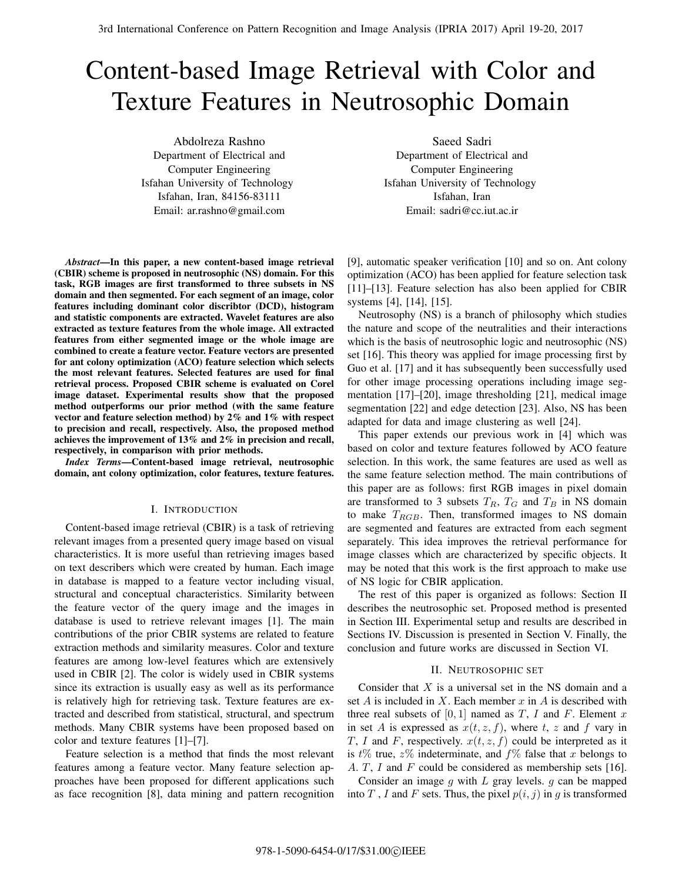# Content-based Image Retrieval with Color and Texture Features in Neutrosophic Domain

Abdolreza Rashno
Department of Electrical and Computer Engineering
Isfahan University of Technology
Isfahan, Iran, 84156-83111
Email: ar.rashno@gmail.com

Saeed Sadri
Department of Electrical and Computer Engineering
Isfahan University of Technology
Isfahan, Iran
Email: sadri@cc.iut.ac.ir

***Abstract*—In this paper, a new content-based image retrieval (CBIR) scheme is proposed in neutrosophic (NS) domain. For this task, RGB images are first transformed to three subsets in NS domain and then segmented. For each segment of an image, color features including dominant color discribtor (DCD), histogram and statistic components are extracted. Wavelet features are also extracted as texture features from the whole image. All extracted features from either segmented image or the whole image are combined to create a feature vector. Feature vectors are presented for ant colony optimization (ACO) feature selection which selects the most relevant features. Selected features are used for final retrieval process. Proposed CBIR scheme is evaluated on Corel image dataset. Experimental results show that the proposed method outperforms our prior method (with the same feature vector and feature selection method) by 2% and 1% with respect to precision and recall, respectively. Also, the proposed method achieves the improvement of 13% and 2% in precision and recall, respectively, in comparison with prior methods.**

***Index Terms*—Content-based image retrieval, neutrosophic domain, ant colony optimization, color features, texture features.**

## I. Introduction

Content-based image retrieval (CBIR) is a task of retrieving relevant images from a presented query image based on visual characteristics. It is more useful than retrieving images based on text describers which were created by human. Each image in database is mapped to a feature vector including visual, structural and conceptual characteristics. Similarity between the feature vector of the query image and the images in database is used to retrieve relevant images [1]. The main contributions of the prior CBIR systems are related to feature extraction methods and similarity measures. Color and texture features are among low-level features which are extensively used in CBIR [2]. The color is widely used in CBIR systems since its extraction is usually easy as well as its performance is relatively high for retrieving task. Texture features are extracted and described from statistical, structural, and spectrum methods. Many CBIR systems have been proposed based on color and texture features [1]–[7].

Feature selection is a method that finds the most relevant features among a feature vector. Many feature selection approaches have been proposed for different applications such as face recognition [8], data mining and pattern recognition [9], automatic speaker verification [10] and so on. Ant colony optimization (ACO) has been applied for feature selection task [11]–[13]. Feature selection has also been applied for CBIR systems [4], [14], [15].

Neutrosophy (NS) is a branch of philosophy which studies the nature and scope of the neutralities and their interactions which is the basis of neutrosophic logic and neutrosophic (NS) set [16]. This theory was applied for image processing first by Guo et al. [17] and it has subsequently been successfully used for other image processing operations including image segmentation [17]–[20], image thresholding [21], medical image segmentation [22] and edge detection [23]. Also, NS has been adapted for data and image clustering as well [24].

This paper extends our previous work in [4] which was based on color and texture features followed by ACO feature selection. In this work, the same features are used as well as the same feature selection method. The main contributions of this paper are as follows: first RGB images in pixel domain are transformed to 3 subsets $T_R$, $T_G$ and $T_B$ in NS domain to make $T_{RGB}$. Then, transformed images to NS domain are segmented and features are extracted from each segment separately. This idea improves the retrieval performance for image classes which are characterized by specific objects. It may be noted that this work is the first approach to make use of NS logic for CBIR application.

The rest of this paper is organized as follows: Section II describes the neutrosophic set. Proposed method is presented in Section III. Experimental setup and results are described in Sections IV. Discussion is presented in Section V. Finally, the conclusion and future works are discussed in Section VI.

## II. Neutrosophic set

Consider that $X$ is a universal set in the NS domain and a set $A$ is included in $X$. Each member $x$ in $A$ is described with three real subsets of $[0, 1]$ named as $T$, $I$ and $F$. Element $x$ in set $A$ is expressed as $x(t, z, f)$, where $t$, $z$ and $f$ vary in $T$, $I$ and $F$, respectively. $x(t, z, f)$ could be interpreted as it is $t\%$ true, $z\%$ indeterminate, and $f\%$ false that $x$ belongs to $A$. $T$, $I$ and $F$ could be considered as membership sets [16].

Consider an image $g$ with $L$ gray levels. $g$ can be mapped into $T$ , $I$ and $F$ sets. Thus, the pixel $p(i, j)$ in $g$ is transformed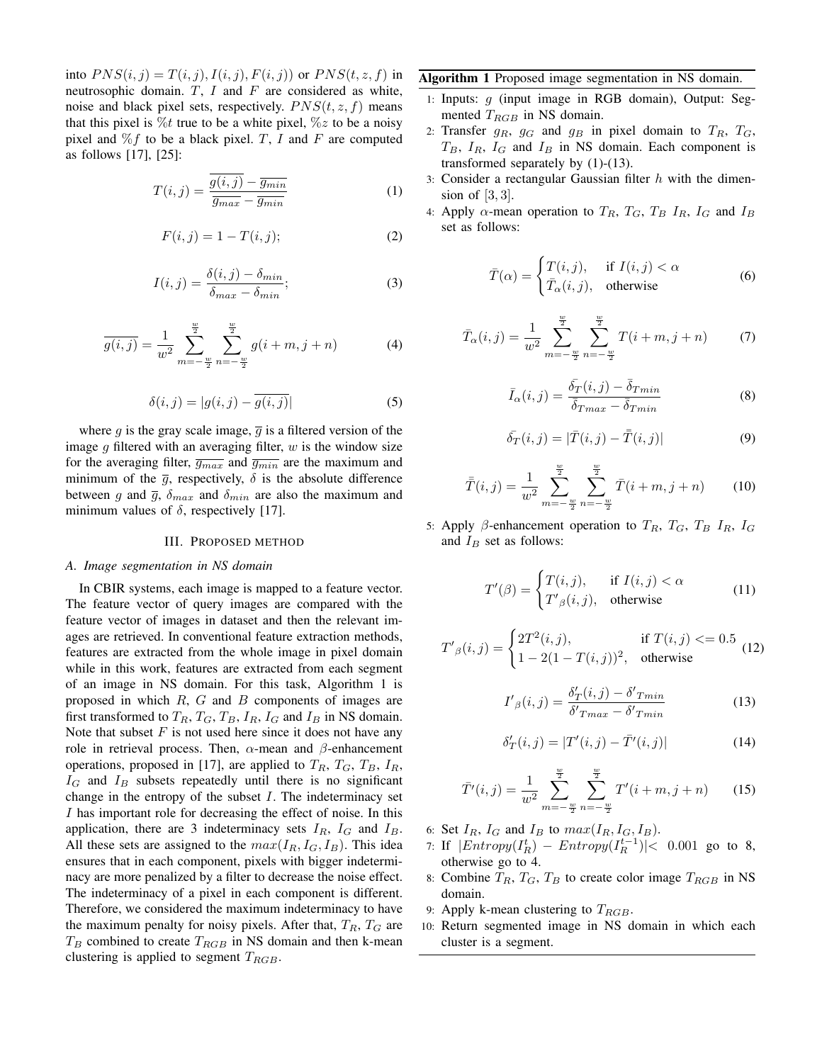into $PNS(i,j) = T(i,j), I(i,j), F(i,j))$ or $PNS(t,z,f)$ in neutrosophic domain. $T$, $I$ and $F$ are considered as white, noise and black pixel sets, respectively. $PNS(t,z,f)$ means that this pixel is $\%t$ true to be a white pixel, $\%z$ to be a noisy pixel and $\%f$ to be a black pixel. $T$, $I$ and $F$ are computed as follows [17], [25]:

$$T(i,j) = \frac{\overline{g(i,j)} - \overline{g_{min}}}{\overline{g_{max}} - \overline{g_{min}}} \tag{1}$$

$$F(i,j) = 1 - T(i,j); \tag{2}$$

$$I(i,j) = \frac{\delta(i,j) - \delta_{min}}{\delta_{max} - \delta_{min}}; \tag{3}$$

$$\overline{g(i,j)} = \frac{1}{w^2} \sum_{m=-\frac{w}{2}}^{\frac{w}{2}} \sum_{n=-\frac{w}{2}}^{\frac{w}{2}} g(i+m, j+n) \tag{4}$$

$$\delta(i,j) = |g(i,j) - \overline{g(i,j)}| \tag{5}$$

where $g$ is the gray scale image, $\overline{g}$ is a filtered version of the image $g$ filtered with an averaging filter, $w$ is the window size for the averaging filter, $\overline{g_{max}}$ and $\overline{g_{min}}$ are the maximum and minimum of the $\overline{g}$, respectively, $\delta$ is the absolute difference between $g$ and $\overline{g}$, $\delta_{max}$ and $\delta_{min}$ are also the maximum and minimum values of $\delta$, respectively [17].

## III. Proposed method

### A. Image segmentation in NS domain

In CBIR systems, each image is mapped to a feature vector. The feature vector of query images are compared with the feature vector of images in dataset and then the relevant images are retrieved. In conventional feature extraction methods, features are extracted from the whole image in pixel domain while in this work, features are extracted from each segment of an image in NS domain. For this task, Algorithm 1 is proposed in which $R$, $G$ and $B$ components of images are first transformed to $T_R$, $T_G$, $T_B$, $I_R$, $I_G$ and $I_B$ in NS domain. Note that subset $F$ is not used here since it does not have any role in retrieval process. Then, $\alpha$-mean and $\beta$-enhancement operations, proposed in [17], are applied to $T_R$, $T_G$, $T_B$, $I_R$, $I_G$ and $I_B$ subsets repeatedly until there is no significant change in the entropy of the subset $I$. The indeterminacy set $I$ has important role for decreasing the effect of noise. In this application, there are 3 indeterminacy sets $I_R$, $I_G$ and $I_B$. All these sets are assigned to the $max(I_R, I_G, I_B)$. This idea ensures that in each component, pixels with bigger indeterminacy are more penalized by a filter to decrease the noise effect. The indeterminacy of a pixel in each component is different. Therefore, we considered the maximum indeterminacy to have the maximum penalty for noisy pixels. After that, $T_R$, $T_G$ are $T_B$ combined to create $T_{RGB}$ in NS domain and then k-mean clustering is applied to segment $T_{RGB}$.

---

**Algorithm 1** Proposed image segmentation in NS domain.

1: Inputs: $g$ (input image in RGB domain), Output: Segmented $T_{RGB}$ in NS domain.

2: Transfer $g_R$, $g_G$ and $g_B$ in pixel domain to $T_R$, $T_G$, $T_B$, $I_R$, $I_G$ and $I_B$ in NS domain. Each component is transformed separately by (1)-(13).

3: Consider a rectangular Gaussian filter $h$ with the dimension of $[3, 3]$.

4: Apply $\alpha$-mean operation to $T_R$, $T_G$, $T_B$ $I_R$, $I_G$ and $I_B$ set as follows:

$$\bar{T}(\alpha) = \begin{cases} T(i,j), & \text{if } I(i,j) < \alpha \\ \bar{T}_\alpha(i,j), & \text{otherwise} \end{cases} \tag{6}$$

$$\bar{T}_\alpha(i,j) = \frac{1}{w^2} \sum_{m=-\frac{w}{2}}^{\frac{w}{2}} \sum_{n=-\frac{w}{2}}^{\frac{w}{2}} T(i+m, j+n) \tag{7}$$

$$\bar{I}_\alpha(i,j) = \frac{\bar{\delta_T}(i,j) - \bar{\delta}_{Tmin}}{\bar{\delta}_{Tmax} - \bar{\delta}_{Tmin}} \tag{8}$$

$$\bar{\delta_T}(i,j) = |\bar{T}(i,j) - \bar{\bar{T}}(i,j)| \tag{9}$$

$$\bar{\bar{T}}(i,j) = \frac{1}{w^2} \sum_{m=-\frac{w}{2}}^{\frac{w}{2}} \sum_{n=-\frac{w}{2}}^{\frac{w}{2}} \bar{T}(i+m, j+n) \tag{10}$$

5: Apply $\beta$-enhancement operation to $T_R$, $T_G$, $T_B$ $I_R$, $I_G$ and $I_B$ set as follows:

$$T'(\beta) = \begin{cases} T(i,j), & \text{if } I(i,j) < \alpha \\ {T'}_\beta(i,j), & \text{otherwise} \end{cases} \tag{11}$$

$${T'}_\beta(i,j) = \begin{cases} 2T^2(i,j), & \text{if } T(i,j) <= 0.5 \\ 1 - 2(1 - T(i,j))^2, & \text{otherwise} \end{cases} \tag{12}$$

$${I'}_\beta(i,j) = \frac{\delta'_T(i,j) - {\delta'}_{Tmin}}{{\delta'}_{Tmax} - {\delta'}_{Tmin}} \tag{13}$$

$$\delta'_T(i,j) = |T'(i,j) - \bar{T}'(i,j)| \tag{14}$$

$$\bar{T}'(i,j) = \frac{1}{w^2} \sum_{m=-\frac{w}{2}}^{\frac{w}{2}} \sum_{n=-\frac{w}{2}}^{\frac{w}{2}} T'(i+m, j+n) \tag{15}$$

6: Set $I_R$, $I_G$ and $I_B$ to $max(I_R, I_G, I_B)$.

7: If $|Entropy(I_R^t) - Entropy(I_R^{t-1})| < 0.001$ go to 8, otherwise go to 4.

8: Combine $T_R$, $T_G$, $T_B$ to create color image $T_{RGB}$ in NS domain.

9: Apply k-mean clustering to $T_{RGB}$.

10: Return segmented image in NS domain in which each cluster is a segment.

---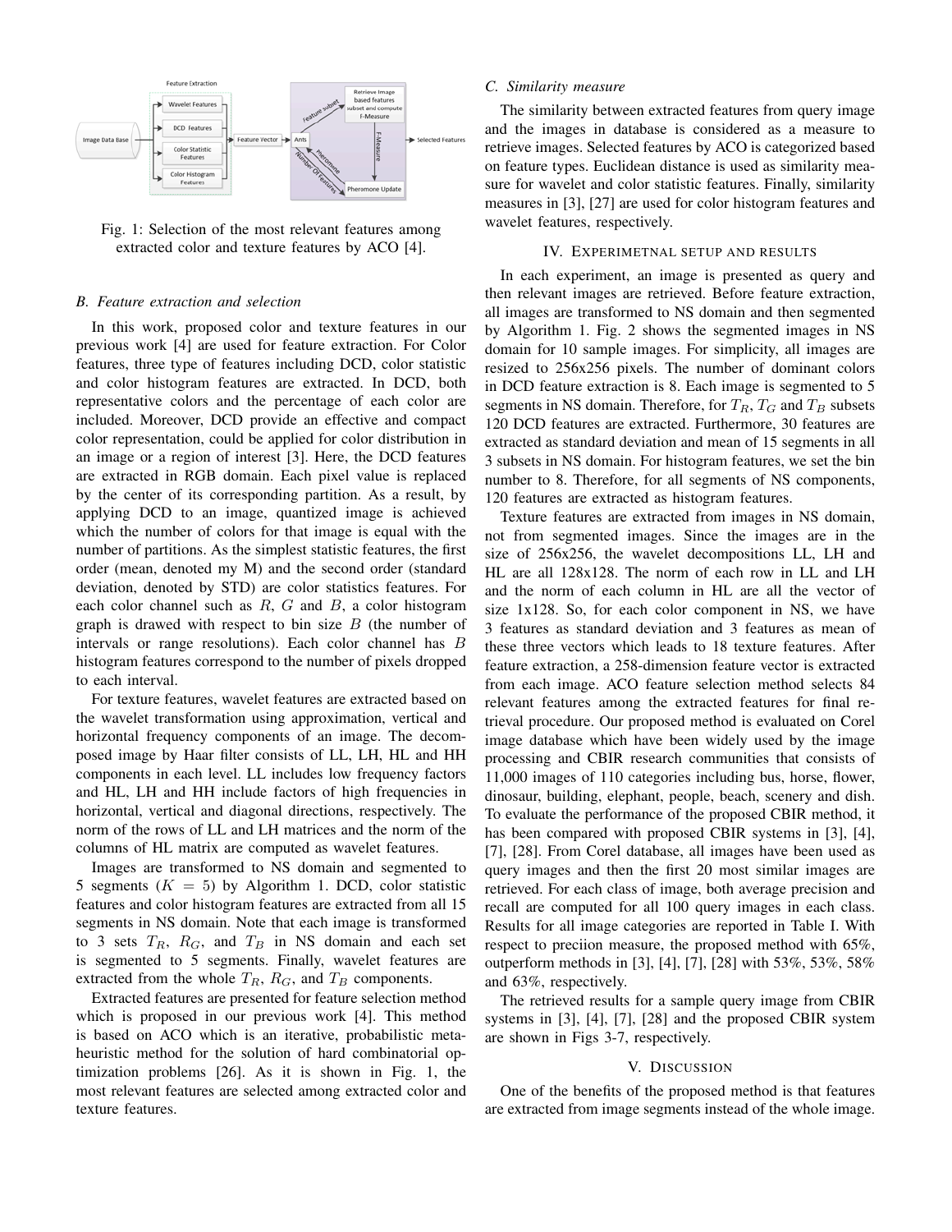Feature Extraction

Wavelet Features

DCD Features

Color Statistic Features

Color Histogram Features

Image Data Base

Feature Vector

Ants

Feature subset

Retrieve Image based features subset and compute F-Measure

F-Measure

Pheromone

Number Of Features

Pheromone Update

Selected Features

Fig. 1: Selection of the most relevant features among extracted color and texture features by ACO [4].

### *B. Feature extraction and selection*

In this work, proposed color and texture features in our previous work [4] are used for feature extraction. For Color features, three type of features including DCD, color statistic and color histogram features are extracted. In DCD, both representative colors and the percentage of each color are included. Moreover, DCD provide an effective and compact color representation, could be applied for color distribution in an image or a region of interest [3]. Here, the DCD features are extracted in RGB domain. Each pixel value is replaced by the center of its corresponding partition. As a result, by applying DCD to an image, quantized image is achieved which the number of colors for that image is equal with the number of partitions. As the simplest statistic features, the first order (mean, denoted my M) and the second order (standard deviation, denoted by STD) are color statistics features. For each color channel such as $R$, $G$ and $B$, a color histogram graph is drawed with respect to bin size $B$ (the number of intervals or range resolutions). Each color channel has $B$ histogram features correspond to the number of pixels dropped to each interval.

For texture features, wavelet features are extracted based on the wavelet transformation using approximation, vertical and horizontal frequency components of an image. The decomposed image by Haar filter consists of LL, LH, HL and HH components in each level. LL includes low frequency factors and HL, LH and HH include factors of high frequencies in horizontal, vertical and diagonal directions, respectively. The norm of the rows of LL and LH matrices and the norm of the columns of HL matrix are computed as wavelet features.

Images are transformed to NS domain and segmented to 5 segments ($K = 5$) by Algorithm 1. DCD, color statistic features and color histogram features are extracted from all 15 segments in NS domain. Note that each image is transformed to 3 sets $T_R$, $R_G$, and $T_B$ in NS domain and each set is segmented to 5 segments. Finally, wavelet features are extracted from the whole $T_R$, $R_G$, and $T_B$ components.

Extracted features are presented for feature selection method which is proposed in our previous work [4]. This method is based on ACO which is an iterative, probabilistic metaheuristic method for the solution of hard combinatorial optimization problems [26]. As it is shown in Fig. 1, the most relevant features are selected among extracted color and texture features.

### *C. Similarity measure*

The similarity between extracted features from query image and the images in database is considered as a measure to retrieve images. Selected features by ACO is categorized based on feature types. Euclidean distance is used as similarity measure for wavelet and color statistic features. Finally, similarity measures in [3], [27] are used for color histogram features and wavelet features, respectively.

## IV. Experimetnal setup and results

In each experiment, an image is presented as query and then relevant images are retrieved. Before feature extraction, all images are transformed to NS domain and then segmented by Algorithm 1. Fig. 2 shows the segmented images in NS domain for 10 sample images. For simplicity, all images are resized to 256x256 pixels. The number of dominant colors in DCD feature extraction is 8. Each image is segmented to 5 segments in NS domain. Therefore, for $T_R$, $T_G$ and $T_B$ subsets 120 DCD features are extracted. Furthermore, 30 features are extracted as standard deviation and mean of 15 segments in all 3 subsets in NS domain. For histogram features, we set the bin number to 8. Therefore, for all segments of NS components, 120 features are extracted as histogram features.

Texture features are extracted from images in NS domain, not from segmented images. Since the images are in the size of 256x256, the wavelet decompositions LL, LH and HL are all 128x128. The norm of each row in LL and LH and the norm of each column in HL are all the vector of size 1x128. So, for each color component in NS, we have 3 features as standard deviation and 3 features as mean of these three vectors which leads to 18 texture features. After feature extraction, a 258-dimension feature vector is extracted from each image. ACO feature selection method selects 84 relevant features among the extracted features for final retrieval procedure. Our proposed method is evaluated on Corel image database which have been widely used by the image processing and CBIR research communities that consists of 11,000 images of 110 categories including bus, horse, flower, dinosaur, building, elephant, people, beach, scenery and dish. To evaluate the performance of the proposed CBIR method, it has been compared with proposed CBIR systems in [3], [4], [7], [28]. From Corel database, all images have been used as query images and then the first 20 most similar images are retrieved. For each class of image, both average precision and recall are computed for all 100 query images in each class. Results for all image categories are reported in Table I. With respect to preciion measure, the proposed method with 65%, outperform methods in [3], [4], [7], [28] with 53%, 53%, 58% and 63%, respectively.

The retrieved results for a sample query image from CBIR systems in [3], [4], [7], [28] and the proposed CBIR system are shown in Figs 3-7, respectively.

## V. Discussion

One of the benefits of the proposed method is that features are extracted from image segments instead of the whole image.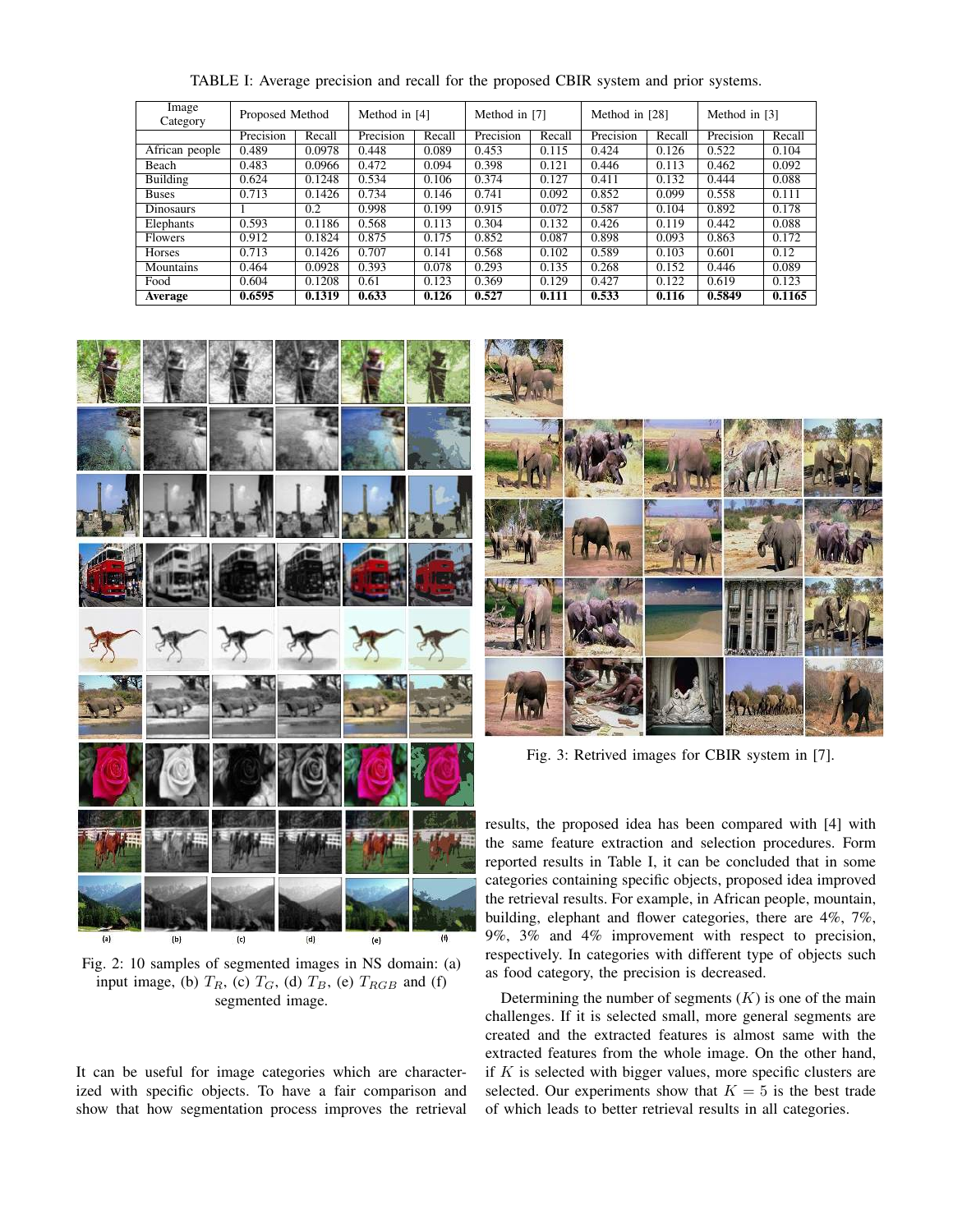TABLE I: Average precision and recall for the proposed CBIR system and prior systems.

| Image Category | Proposed Method | | Method in [4] | | Method in [7] | | Method in [28] | | Method in [3] | |
|---|---|---|---|---|---|---|---|---|---|---|
| | Precision | Recall | Precision | Recall | Precision | Recall | Precision | Recall | Precision | Recall |
| African people | 0.489 | 0.0978 | 0.448 | 0.089 | 0.453 | 0.115 | 0.424 | 0.126 | 0.522 | 0.104 |
| Beach | 0.483 | 0.0966 | 0.472 | 0.094 | 0.398 | 0.121 | 0.446 | 0.113 | 0.462 | 0.092 |
| Building | 0.624 | 0.1248 | 0.534 | 0.106 | 0.374 | 0.127 | 0.411 | 0.132 | 0.444 | 0.088 |
| Buses | 0.713 | 0.1426 | 0.734 | 0.146 | 0.741 | 0.092 | 0.852 | 0.099 | 0.558 | 0.111 |
| Dinosaurs | 1 | 0.2 | 0.998 | 0.199 | 0.915 | 0.072 | 0.587 | 0.104 | 0.892 | 0.178 |
| Elephants | 0.593 | 0.1186 | 0.568 | 0.113 | 0.304 | 0.132 | 0.426 | 0.119 | 0.442 | 0.088 |
| Flowers | 0.912 | 0.1824 | 0.875 | 0.175 | 0.852 | 0.087 | 0.898 | 0.093 | 0.863 | 0.172 |
| Horses | 0.713 | 0.1426 | 0.707 | 0.141 | 0.568 | 0.102 | 0.589 | 0.103 | 0.601 | 0.12 |
| Mountains | 0.464 | 0.0928 | 0.393 | 0.078 | 0.293 | 0.135 | 0.268 | 0.152 | 0.446 | 0.089 |
| Food | 0.604 | 0.1208 | 0.61 | 0.123 | 0.369 | 0.129 | 0.427 | 0.122 | 0.619 | 0.123 |
| **Average** | **0.6595** | **0.1319** | **0.633** | **0.126** | **0.527** | **0.111** | **0.533** | **0.116** | **0.5849** | **0.1165** |

Fig. 2: 10 samples of segmented images in NS domain: (a) input image, (b) $T_R$, (c) $T_G$, (d) $T_B$, (e) $T_{RGB}$ and (f) segmented image.

Fig. 3: Retrived images for CBIR system in [7].

It can be useful for image categories which are characterized with specific objects. To have a fair comparison and show that how segmentation process improves the retrieval results, the proposed idea has been compared with [4] with the same feature extraction and selection procedures. Form reported results in Table I, it can be concluded that in some categories containing specific objects, proposed idea improved the retrieval results. For example, in African people, mountain, building, elephant and flower categories, there are 4%, 7%, 9%, 3% and 4% improvement with respect to precision, respectively. In categories with different type of objects such as food category, the precision is decreased.

Determining the number of segments ($K$) is one of the main challenges. If it is selected small, more general segments are created and the extracted features is almost same with the extracted features from the whole image. On the other hand, if $K$ is selected with bigger values, more specific clusters are selected. Our experiments show that $K = 5$ is the best trade of which leads to better retrieval results in all categories.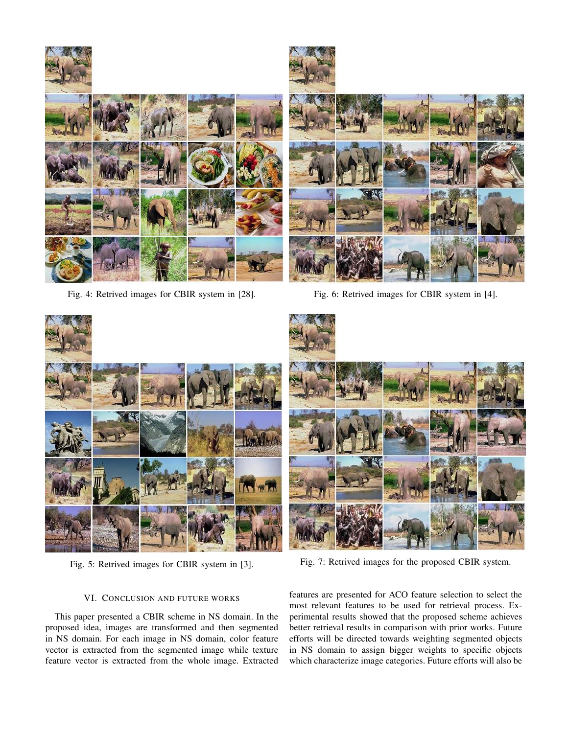Fig. 4: Retrived images for CBIR system in [28].

Fig. 6: Retrived images for CBIR system in [4].

Fig. 5: Retrived images for CBIR system in [3].

Fig. 7: Retrived images for the proposed CBIR system.

## VI. Conclusion and Future Works

This paper presented a CBIR scheme in NS domain. In the proposed idea, images are transformed and then segmented in NS domain. For each image in NS domain, color feature vector is extracted from the segmented image while texture feature vector is extracted from the whole image. Extracted features are presented for ACO feature selection to select the most relevant features to be used for retrieval process. Experimental results showed that the proposed scheme achieves better retrieval results in comparison with prior works. Future efforts will be directed towards weighting segmented objects in NS domain to assign bigger weights to specific objects which characterize image categories. Future efforts will also be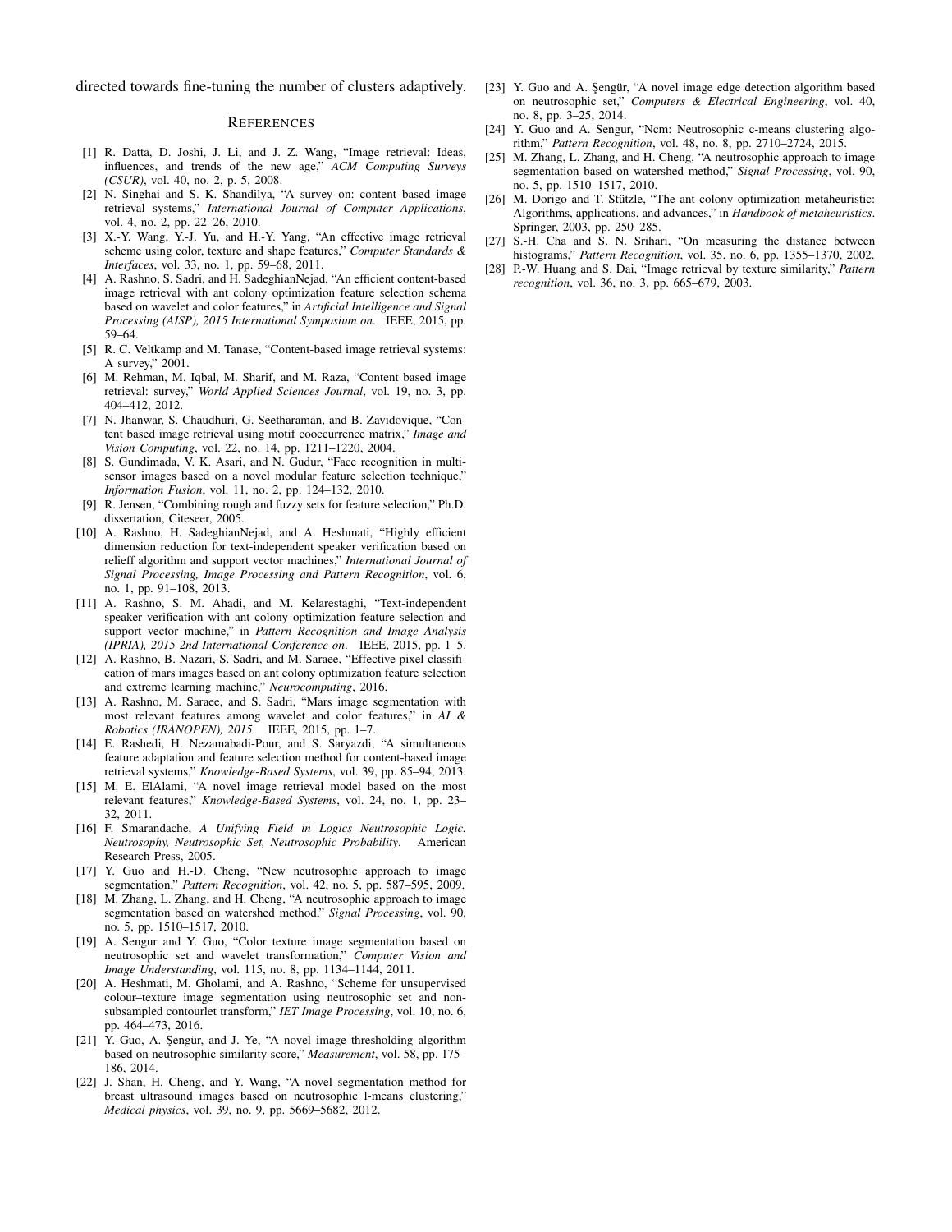directed towards fine-tuning the number of clusters adaptively.

## References

[1] R. Datta, D. Joshi, J. Li, and J. Z. Wang, "Image retrieval: Ideas, influences, and trends of the new age," *ACM Computing Surveys (CSUR)*, vol. 40, no. 2, p. 5, 2008.

[2] N. Singhai and S. K. Shandilya, "A survey on: content based image retrieval systems," *International Journal of Computer Applications*, vol. 4, no. 2, pp. 22–26, 2010.

[3] X.-Y. Wang, Y.-J. Yu, and H.-Y. Yang, "An effective image retrieval scheme using color, texture and shape features," *Computer Standards & Interfaces*, vol. 33, no. 1, pp. 59–68, 2011.

[4] A. Rashno, S. Sadri, and H. SadeghianNejad, "An efficient content-based image retrieval with ant colony optimization feature selection schema based on wavelet and color features," in *Artificial Intelligence and Signal Processing (AISP), 2015 International Symposium on*. IEEE, 2015, pp. 59–64.

[5] R. C. Veltkamp and M. Tanase, "Content-based image retrieval systems: A survey," 2001.

[6] M. Rehman, M. Iqbal, M. Sharif, and M. Raza, "Content based image retrieval: survey," *World Applied Sciences Journal*, vol. 19, no. 3, pp. 404–412, 2012.

[7] N. Jhanwar, S. Chaudhuri, G. Seetharaman, and B. Zavidovique, "Content based image retrieval using motif cooccurrence matrix," *Image and Vision Computing*, vol. 22, no. 14, pp. 1211–1220, 2004.

[8] S. Gundimada, V. K. Asari, and N. Gudur, "Face recognition in multi-sensor images based on a novel modular feature selection technique," *Information Fusion*, vol. 11, no. 2, pp. 124–132, 2010.

[9] R. Jensen, "Combining rough and fuzzy sets for feature selection," Ph.D. dissertation, Citeseer, 2005.

[10] A. Rashno, H. SadeghianNejad, and A. Heshmati, "Highly efficient dimension reduction for text-independent speaker verification based on relieff algorithm and support vector machines," *International Journal of Signal Processing, Image Processing and Pattern Recognition*, vol. 6, no. 1, pp. 91–108, 2013.

[11] A. Rashno, S. M. Ahadi, and M. Kelarestaghi, "Text-independent speaker verification with ant colony optimization feature selection and support vector machine," in *Pattern Recognition and Image Analysis (IPRIA), 2015 2nd International Conference on*. IEEE, 2015, pp. 1–5.

[12] A. Rashno, B. Nazari, S. Sadri, and M. Saraee, "Effective pixel classification of mars images based on ant colony optimization feature selection and extreme learning machine," *Neurocomputing*, 2016.

[13] A. Rashno, M. Saraee, and S. Sadri, "Mars image segmentation with most relevant features among wavelet and color features," in *AI & Robotics (IRANOPEN), 2015*. IEEE, 2015, pp. 1–7.

[14] E. Rashedi, H. Nezamabadi-Pour, and S. Saryazdi, "A simultaneous feature adaptation and feature selection method for content-based image retrieval systems," *Knowledge-Based Systems*, vol. 39, pp. 85–94, 2013.

[15] M. E. ElAlami, "A novel image retrieval model based on the most relevant features," *Knowledge-Based Systems*, vol. 24, no. 1, pp. 23–32, 2011.

[16] F. Smarandache, *A Unifying Field in Logics Neutrosophic Logic. Neutrosophy, Neutrosophic Set, Neutrosophic Probability*. American Research Press, 2005.

[17] Y. Guo and H.-D. Cheng, "New neutrosophic approach to image segmentation," *Pattern Recognition*, vol. 42, no. 5, pp. 587–595, 2009.

[18] M. Zhang, L. Zhang, and H. Cheng, "A neutrosophic approach to image segmentation based on watershed method," *Signal Processing*, vol. 90, no. 5, pp. 1510–1517, 2010.

[19] A. Sengur and Y. Guo, "Color texture image segmentation based on neutrosophic set and wavelet transformation," *Computer Vision and Image Understanding*, vol. 115, no. 8, pp. 1134–1144, 2011.

[20] A. Heshmati, M. Gholami, and A. Rashno, "Scheme for unsupervised colour–texture image segmentation using neutrosophic set and non-subsampled contourlet transform," *IET Image Processing*, vol. 10, no. 6, pp. 464–473, 2016.

[21] Y. Guo, A. Şengür, and J. Ye, "A novel image thresholding algorithm based on neutrosophic similarity score," *Measurement*, vol. 58, pp. 175–186, 2014.

[22] J. Shan, H. Cheng, and Y. Wang, "A novel segmentation method for breast ultrasound images based on neutrosophic l-means clustering," *Medical physics*, vol. 39, no. 9, pp. 5669–5682, 2012.

[23] Y. Guo and A. Şengür, "A novel image edge detection algorithm based on neutrosophic set," *Computers & Electrical Engineering*, vol. 40, no. 8, pp. 3–25, 2014.

[24] Y. Guo and A. Sengur, "Ncm: Neutrosophic c-means clustering algorithm," *Pattern Recognition*, vol. 48, no. 8, pp. 2710–2724, 2015.

[25] M. Zhang, L. Zhang, and H. Cheng, "A neutrosophic approach to image segmentation based on watershed method," *Signal Processing*, vol. 90, no. 5, pp. 1510–1517, 2010.

[26] M. Dorigo and T. Stützle, "The ant colony optimization metaheuristic: Algorithms, applications, and advances," in *Handbook of metaheuristics*. Springer, 2003, pp. 250–285.

[27] S.-H. Cha and S. N. Srihari, "On measuring the distance between histograms," *Pattern Recognition*, vol. 35, no. 6, pp. 1355–1370, 2002.

[28] P.-W. Huang and S. Dai, "Image retrieval by texture similarity," *Pattern recognition*, vol. 36, no. 3, pp. 665–679, 2003.